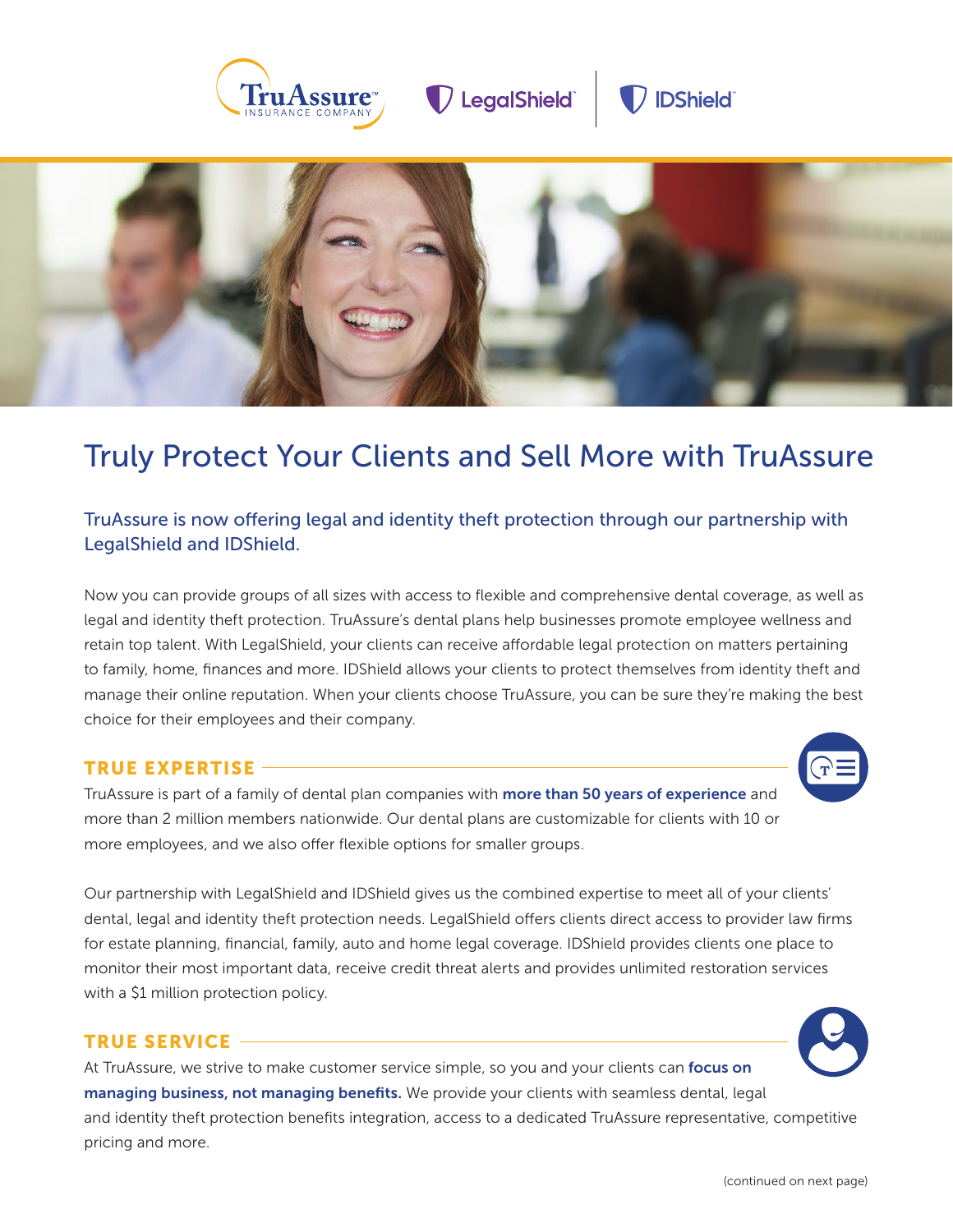# Truly Protect Your Clients and Sell More with TruAssure

## TruAssure is now offering legal and identity theft protection through our partnership with LegalShield and IDShield.

Now you can provide groups of all sizes with access to flexible and comprehensive dental coverage, as well as legal and identity theft protection. TruAssure's dental plans help businesses promote employee wellness and retain top talent. With LegalShield, your clients can receive affordable legal protection on matters pertaining to family, home, finances and more. IDShield allows your clients to protect themselves from identity theft and manage their online reputation. When your clients choose TruAssure, you can be sure they're making the best choice for their employees and their company.

### TRUE EXPERTISE

TruAssure is part of a family of dental plan companies with **more than 50 years of experience** and more than 2 million members nationwide. Our dental plans are customizable for clients with 10 or more employees, and we also offer flexible options for smaller groups.

Our partnership with LegalShield and IDShield gives us the combined expertise to meet all of your clients' dental, legal and identity theft protection needs. LegalShield offers clients direct access to provider law firms for estate planning, financial, family, auto and home legal coverage. IDShield provides clients one place to monitor their most important data, receive credit threat alerts and provides unlimited restoration services with a $1 million protection policy.

### TRUE SERVICE

At TruAssure, we strive to make customer service simple, so you and your clients can **focus on managing business, not managing benefits.** We provide your clients with seamless dental, legal and identity theft protection benefits integration, access to a dedicated TruAssure representative, competitive pricing and more.

(continued on next page)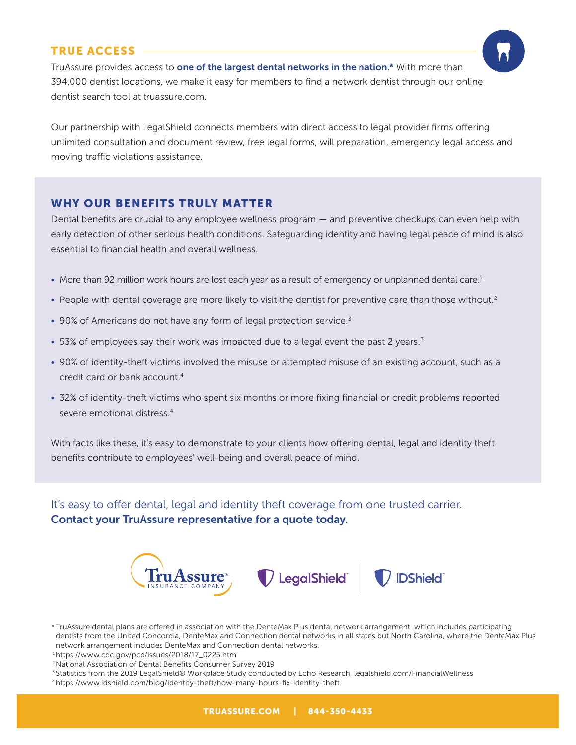## TRUE ACCESS

TruAssure provides access to **one of the largest dental networks in the nation.*** With more than 394,000 dentist locations, we make it easy for members to find a network dentist through our online dentist search tool at truassure.com.

Our partnership with LegalShield connects members with direct access to legal provider firms offering unlimited consultation and document review, free legal forms, will preparation, emergency legal access and moving traffic violations assistance.

## WHY OUR BENEFITS TRULY MATTER

Dental benefits are crucial to any employee wellness program — and preventive checkups can even help with early detection of other serious health conditions. Safeguarding identity and having legal peace of mind is also essential to financial health and overall wellness.

- More than 92 million work hours are lost each year as a result of emergency or unplanned dental care.[1]
- People with dental coverage are more likely to visit the dentist for preventive care than those without.[2]
- 90% of Americans do not have any form of legal protection service.[3]
- 53% of employees say their work was impacted due to a legal event the past 2 years.[3]
- 90% of identity-theft victims involved the misuse or attempted misuse of an existing account, such as a credit card or bank account.[4]
- 32% of identity-theft victims who spent six months or more fixing financial or credit problems reported severe emotional distress.[4]

With facts like these, it's easy to demonstrate to your clients how offering dental, legal and identity theft benefits contribute to employees' well-being and overall peace of mind.

It's easy to offer dental, legal and identity theft coverage from one trusted carrier.
**Contact your TruAssure representative for a quote today.**

TruAssure™ INSURANCE COMPANY | LegalShield™ | IDShield™

* TruAssure dental plans are offered in association with the DenteMax Plus dental network arrangement, which includes participating dentists from the United Concordia, DenteMax and Connection dental networks in all states but North Carolina, where the DenteMax Plus network arrangement includes DenteMax and Connection dental networks.

[1] https://www.cdc.gov/pcd/issues/2018/17_0225.htm
[2] National Association of Dental Benefits Consumer Survey 2019
[3] Statistics from the 2019 LegalShield® Workplace Study conducted by Echo Research, legalshield.com/FinancialWellness
[4] https://www.idshield.com/blog/identity-theft/how-many-hours-fix-identity-theft

**TRUASSURE.COM | 844-350-4433**